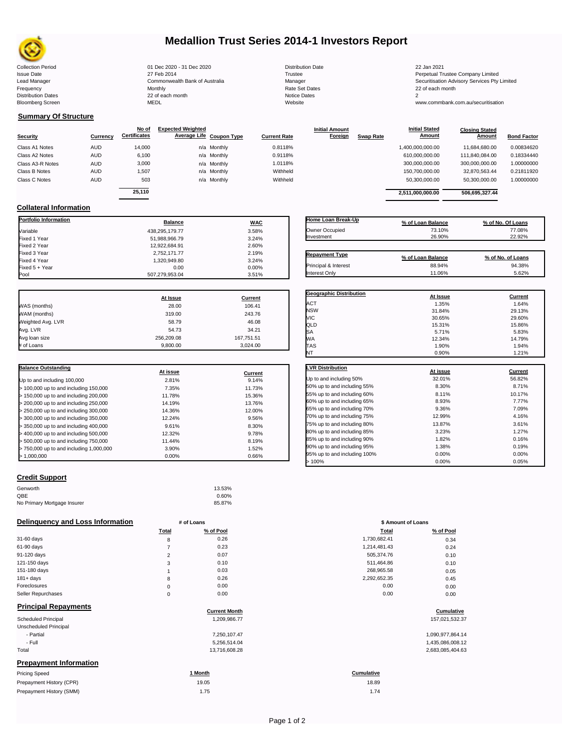# Medallion Trust Series 2014-1 Investors Report

| | | | |
|---|---|---|---|
| Collection Period | 01 Dec 2020 - 31 Dec 2020 | Distribution Date | 22 Jan 2021 |
| Issue Date | 27 Feb 2014 | Trustee | Perpetual Trustee Company Limited |
| Lead Manager | Commonwealth Bank of Australia | Manager | Securitisation Advisory Services Pty Limited |
| Frequency | Monthly | Rate Set Dates | 22 of each month |
| Distribution Dates | 22 of each month | Notice Dates | 2 |
| Bloomberg Screen | MEDL | Website | www.commbank.com.au/securitisation |

## Summary Of Structure

| Security | Currency | No of Certificates | Expected Weighted Average Life | Coupon Type | Current Rate | Initial Amount Foreign | Swap Rate | Initial Stated Amount | Closing Stated Amount | Bond Factor |
|---|---|---|---|---|---|---|---|---|---|---|
| Class A1 Notes | AUD | 14,000 | n/a | Monthly | 0.8118% | | | 1,400,000,000.00 | 11,684,680.00 | 0.00834620 |
| Class A2 Notes | AUD | 6,100 | n/a | Monthly | 0.9118% | | | 610,000,000.00 | 111,840,084.00 | 0.18334440 |
| Class A3-R Notes | AUD | 3,000 | n/a | Monthly | 1.0118% | | | 300,000,000.00 | 300,000,000.00 | 1.00000000 |
| Class B Notes | AUD | 1,507 | n/a | Monthly | Withheld | | | 150,700,000.00 | 32,870,563.44 | 0.21811920 |
| Class C Notes | AUD | 503 | n/a | Monthly | Withheld | | | 50,300,000.00 | 50,300,000.00 | 1.00000000 |
| | | 25,110 | | | | | | 2,511,000,000.00 | 506,695,327.44 | |

## Collateral Information

| Portfolio Information | Balance | WAC |
|---|---|---|
| Variable | 438,295,179.77 | 3.58% |
| Fixed 1 Year | 51,988,966.79 | 3.24% |
| Fixed 2 Year | 12,922,684.91 | 2.60% |
| Fixed 3 Year | 2,752,171.77 | 2.19% |
| Fixed 4 Year | 1,320,949.80 | 3.24% |
| Fixed 5 + Year | 0.00 | 0.00% |
| Pool | 507,279,953.04 | 3.51% |

| Home Loan Break-Up | % of Loan Balance | % of No. Of Loans |
|---|---|---|
| Owner Occupied | 73.10% | 77.08% |
| Investment | 26.90% | 22.92% |

| Repayment Type | % of Loan Balance | % of No. of Loans |
|---|---|---|
| Principal & Interest | 88.94% | 94.38% |
| Interest Only | 11.06% | 5.62% |

| | At Issue | Current |
|---|---|---|
| WAS (months) | 28.00 | 106.41 |
| WAM (months) | 319.00 | 243.76 |
| Weighted Avg. LVR | 58.79 | 46.08 |
| Avg. LVR | 54.73 | 34.21 |
| Avg loan size | 256,209.08 | 167,751.51 |
| # of Loans | 9,800.00 | 3,024.00 |

| Geographic Distribution | At Issue | Current |
|---|---|---|
| ACT | 1.35% | 1.64% |
| NSW | 31.84% | 29.13% |
| VIC | 30.65% | 29.60% |
| QLD | 15.31% | 15.86% |
| SA | 5.71% | 5.83% |
| WA | 12.34% | 14.79% |
| TAS | 1.90% | 1.94% |
| NT | 0.90% | 1.21% |

| Balance Outstanding | At issue | Current |
|---|---|---|
| Up to and including 100,000 | 2.81% | 9.14% |
| > 100,000 up to and including 150,000 | 7.35% | 11.73% |
| > 150,000 up to and including 200,000 | 11.78% | 15.36% |
| > 200,000 up to and including 250,000 | 14.19% | 13.76% |
| > 250,000 up to and including 300,000 | 14.36% | 12.00% |
| > 300,000 up to and including 350,000 | 12.24% | 9.56% |
| > 350,000 up to and including 400,000 | 9.61% | 8.30% |
| > 400,000 up to and including 500,000 | 12.32% | 9.78% |
| > 500,000 up to and including 750,000 | 11.44% | 8.19% |
| > 750,000 up to and including 1,000,000 | 3.90% | 1.52% |
| > 1,000,000 | 0.00% | 0.66% |

| LVR Distribution | At issue | Current |
|---|---|---|
| Up to and including 50% | 32.01% | 56.82% |
| 50% up to and including 55% | 8.30% | 8.71% |
| 55% up to and including 60% | 8.11% | 10.17% |
| 60% up to and including 65% | 8.93% | 7.77% |
| 65% up to and including 70% | 9.36% | 7.09% |
| 70% up to and including 75% | 12.99% | 4.16% |
| 75% up to and including 80% | 13.87% | 3.61% |
| 80% up to and including 85% | 3.23% | 1.27% |
| 85% up to and including 90% | 1.82% | 0.16% |
| 90% up to and including 95% | 1.38% | 0.19% |
| 95% up to and including 100% | 0.00% | 0.00% |
| > 100% | 0.00% | 0.05% |

## Credit Support

| | |
|---|---|
| Genworth | 13.53% |
| QBE | 0.60% |
| No Primary Mortgage Insurer | 85.87% |

## Delinquency and Loss Information

| | # of Loans Total | # of Loans % of Pool | $ Amount of Loans Total | $ Amount of Loans % of Pool |
|---|---|---|---|---|
| 31-60 days | 8 | 0.26 | 1,730,682.41 | 0.34 |
| 61-90 days | 7 | 0.23 | 1,214,481.43 | 0.24 |
| 91-120 days | 2 | 0.07 | 505,374.76 | 0.10 |
| 121-150 days | 3 | 0.10 | 511,464.86 | 0.10 |
| 151-180 days | 1 | 0.03 | 268,965.58 | 0.05 |
| 181+ days | 8 | 0.26 | 2,292,652.35 | 0.45 |
| Foreclosures | 0 | 0.00 | 0.00 | 0.00 |
| Seller Repurchases | 0 | 0.00 | 0.00 | 0.00 |

## Principal Repayments

| | Current Month | Cumulative |
|---|---|---|
| Scheduled Principal | 1,209,986.77 | 157,021,532.37 |
| Unscheduled Principal | | |
| - Partial | 7,250,107.47 | 1,090,977,864.14 |
| - Full | 5,256,514.04 | 1,435,086,008.12 |
| Total | 13,716,608.28 | 2,683,085,404.63 |

## Prepayment Information

| Pricing Speed | 1 Month | Cumulative |
|---|---|---|
| Prepayment History (CPR) | 19.05 | 18.89 |
| Prepayment History (SMM) | 1.75 | 1.74 |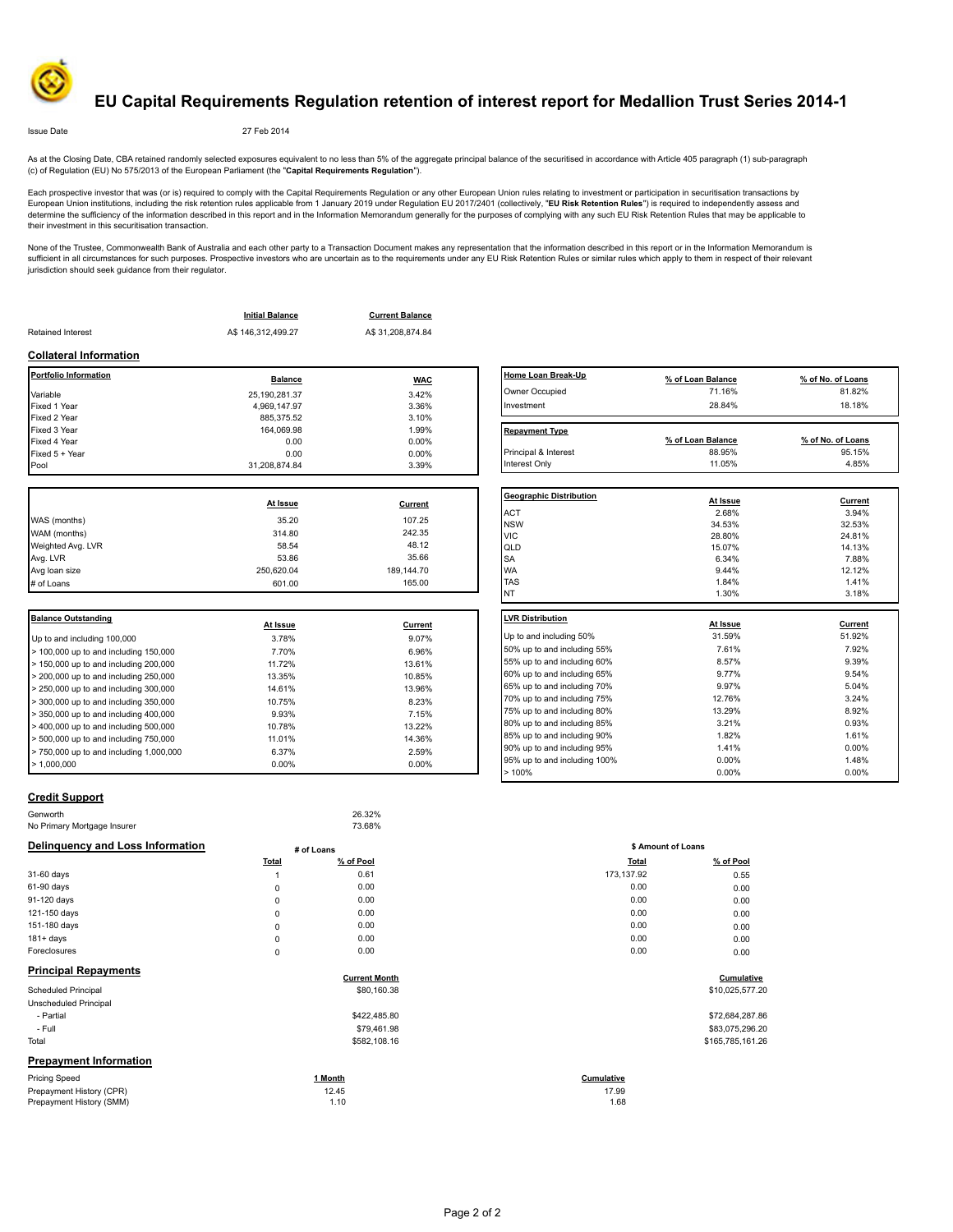# EU Capital Requirements Regulation retention of interest report for Medallion Trust Series 2014-1

Issue Date 27 Feb 2014

As at the Closing Date, CBA retained randomly selected exposures equivalent to no less than 5% of the aggregate principal balance of the securitised in accordance with Article 405 paragraph (1) sub-paragraph (c) of Regulation (EU) No 575/2013 of the European Parliament (the "**Capital Requirements Regulation**").

Each prospective investor that was (or is) required to comply with the Capital Requirements Regulation or any other European Union rules relating to investment or participation in securitisation transactions by European Union institutions, including the risk retention rules applicable from 1 January 2019 under Regulation EU 2017/2401 (collectively, "**EU Risk Retention Rules**") is required to independently assess and determine the sufficiency of the information described in this report and in the Information Memorandum generally for the purposes of complying with any such EU Risk Retention Rules that may be applicable to their investment in this securitisation transaction.

None of the Trustee, Commonwealth Bank of Australia and each other party to a Transaction Document makes any representation that the information described in this report or in the Information Memorandum is sufficient in all circumstances for such purposes. Prospective investors who are uncertain as to the requirements under any EU Risk Retention Rules or similar rules which apply to them in respect of their relevant jurisdiction should seek guidance from their regulator.

| | Initial Balance | Current Balance |
|---|---|---|
| Retained Interest | A$ 146,312,499.27 | A$ 31,208,874.84 |

## Collateral Information

| Portfolio Information | Balance | WAC |
|---|---|---|
| Variable | 25,190,281.37 | 3.42% |
| Fixed 1 Year | 4,969,147.97 | 3.36% |
| Fixed 2 Year | 885,375.52 | 3.10% |
| Fixed 3 Year | 164,069.98 | 1.99% |
| Fixed 4 Year | 0.00 | 0.00% |
| Fixed 5 + Year | 0.00 | 0.00% |
| Pool | 31,208,874.84 | 3.39% |

| | At Issue | Current |
|---|---|---|
| WAS (months) | 35.20 | 107.25 |
| WAM (months) | 314.80 | 242.35 |
| Weighted Avg. LVR | 58.54 | 48.12 |
| Avg. LVR | 53.86 | 35.66 |
| Avg loan size | 250,620.04 | 189,144.70 |
| # of Loans | 601.00 | 165.00 |

| Balance Outstanding | At Issue | Current |
|---|---|---|
| Up to and including 100,000 | 3.78% | 9.07% |
| > 100,000 up to and including 150,000 | 7.70% | 6.96% |
| > 150,000 up to and including 200,000 | 11.72% | 13.61% |
| > 200,000 up to and including 250,000 | 13.35% | 10.85% |
| > 250,000 up to and including 300,000 | 14.61% | 13.96% |
| > 300,000 up to and including 350,000 | 10.75% | 8.23% |
| > 350,000 up to and including 400,000 | 9.93% | 7.15% |
| > 400,000 up to and including 500,000 | 10.78% | 13.22% |
| > 500,000 up to and including 750,000 | 11.01% | 14.36% |
| > 750,000 up to and including 1,000,000 | 6.37% | 2.59% |
| > 1,000,000 | 0.00% | 0.00% |

| Home Loan Break-Up | % of Loan Balance | % of No. of Loans |
|---|---|---|
| Owner Occupied | 71.16% | 81.82% |
| Investment | 28.84% | 18.18% |

| Repayment Type | % of Loan Balance | % of No. of Loans |
|---|---|---|
| Principal & Interest | 88.95% | 95.15% |
| Interest Only | 11.05% | 4.85% |

| Geographic Distribution | At Issue | Current |
|---|---|---|
| ACT | 2.68% | 3.94% |
| NSW | 34.53% | 32.53% |
| VIC | 28.80% | 24.81% |
| QLD | 15.07% | 14.13% |
| SA | 6.34% | 7.88% |
| WA | 9.44% | 12.12% |
| TAS | 1.84% | 1.41% |
| NT | 1.30% | 3.18% |

| LVR Distribution | At Issue | Current |
|---|---|---|
| Up to and including 50% | 31.59% | 51.92% |
| 50% up to and including 55% | 7.61% | 7.92% |
| 55% up to and including 60% | 8.57% | 9.39% |
| 60% up to and including 65% | 9.77% | 9.54% |
| 65% up to and including 70% | 9.97% | 5.04% |
| 70% up to and including 75% | 12.76% | 3.24% |
| 75% up to and including 80% | 13.29% | 8.92% |
| 80% up to and including 85% | 3.21% | 0.93% |
| 85% up to and including 90% | 1.82% | 1.61% |
| 90% up to and including 95% | 1.41% | 0.00% |
| 95% up to and including 100% | 0.00% | 1.48% |
| > 100% | 0.00% | 0.00% |

## Credit Support

| | |
|---|---|
| Genworth | 26.32% |
| No Primary Mortgage Insurer | 73.68% |

## Delinquency and Loss Information

| | # of Loans | | \$ Amount of Loans | |
|---|---|---|---|---|
| | Total | % of Pool | Total | % of Pool |
| 31-60 days | 1 | 0.61 | 173,137.92 | 0.55 |
| 61-90 days | 0 | 0.00 | 0.00 | 0.00 |
| 91-120 days | 0 | 0.00 | 0.00 | 0.00 |
| 121-150 days | 0 | 0.00 | 0.00 | 0.00 |
| 151-180 days | 0 | 0.00 | 0.00 | 0.00 |
| 181+ days | 0 | 0.00 | 0.00 | 0.00 |
| Foreclosures | 0 | 0.00 | 0.00 | 0.00 |

## Principal Repayments

| | Current Month | Cumulative |
|---|---|---|
| Scheduled Principal | $80,160.38 | $10,025,577.20 |
| Unscheduled Principal | | |
| - Partial | $422,485.80 | $72,684,287.86 |
| - Full | $79,461.98 | $83,075,296.20 |
| Total | $582,108.16 | $165,785,161.26 |

## Prepayment Information

| Pricing Speed | 1 Month | Cumulative |
|---|---|---|
| Prepayment History (CPR) | 12.45 | 17.99 |
| Prepayment History (SMM) | 1.10 | 1.68 |